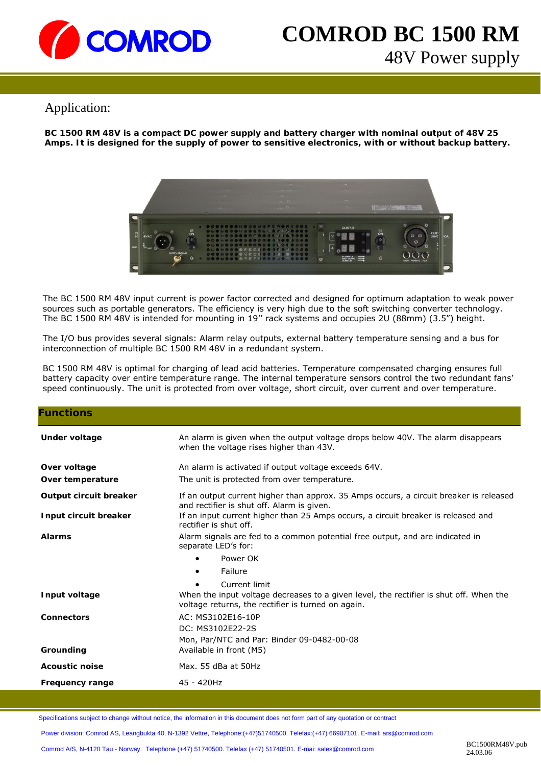# COMROD BC 1500 RM

## 48V Power supply

## Application:

**BC 1500 RM 48V is a compact DC power supply and battery charger with nominal output of 48V 25 Amps. It is designed for the supply of power to sensitive electronics, with or without backup battery.**

The BC 1500 RM 48V input current is power factor corrected and designed for optimum adaptation to weak power sources such as portable generators. The efficiency is very high due to the soft switching converter technology. The BC 1500 RM 48V is intended for mounting in 19'' rack systems and occupies 2U (88mm) (3.5") height.

The I/O bus provides several signals: Alarm relay outputs, external battery temperature sensing and a bus for interconnection of multiple BC 1500 RM 48V in a redundant system.

BC 1500 RM 48V is optimal for charging of lead acid batteries. Temperature compensated charging ensures full battery capacity over entire temperature range. The internal temperature sensors control the two redundant fans' speed continuously. The unit is protected from over voltage, short circuit, over current and over temperature.

## Functions

| | |
|---|---|
| **Under voltage** | An alarm is given when the output voltage drops below 40V. The alarm disappears when the voltage rises higher than 43V. |
| **Over voltage** | An alarm is activated if output voltage exceeds 64V. |
| **Over temperature** | The unit is protected from over temperature. |
| **Output circuit breaker** | If an output current higher than approx. 35 Amps occurs, a circuit breaker is released and rectifier is shut off. Alarm is given. |
| **Input circuit breaker** | If an input current higher than 25 Amps occurs, a circuit breaker is released and rectifier is shut off. |
| **Alarms** | Alarm signals are fed to a common potential free output, and are indicated in separate LED's for:<br>• Power OK<br>• Failure<br>• Current limit |
| **Input voltage** | When the input voltage decreases to a given level, the rectifier is shut off. When the voltage returns, the rectifier is turned on again. |
| **Connectors** | AC: MS3102E16-10P<br>DC: MS3102E22-2S<br>Mon, Par/NTC and Par: Binder 09-0482-00-08 |
| **Grounding** | Available in front (M5) |
| **Acoustic noise** | Max. 55 dBa at 50Hz |
| **Frequency range** | 45 - 420Hz |

Specifications subject to change without notice, the information in this document does not form part of any quotation or contract

Power division: Comrod AS, Leangbukta 40, N-1392 Vettre, Telephone:(+47)51740500. Telefax:(+47) 66907101. E-mail: ars@comrod.com

Comrod A/S, N-4120 Tau - Norway. Telephone (+47) 51740500. Telefax (+47) 51740501. E-mai: sales@comrod.com

BC1500RM48V.pub
24.03.06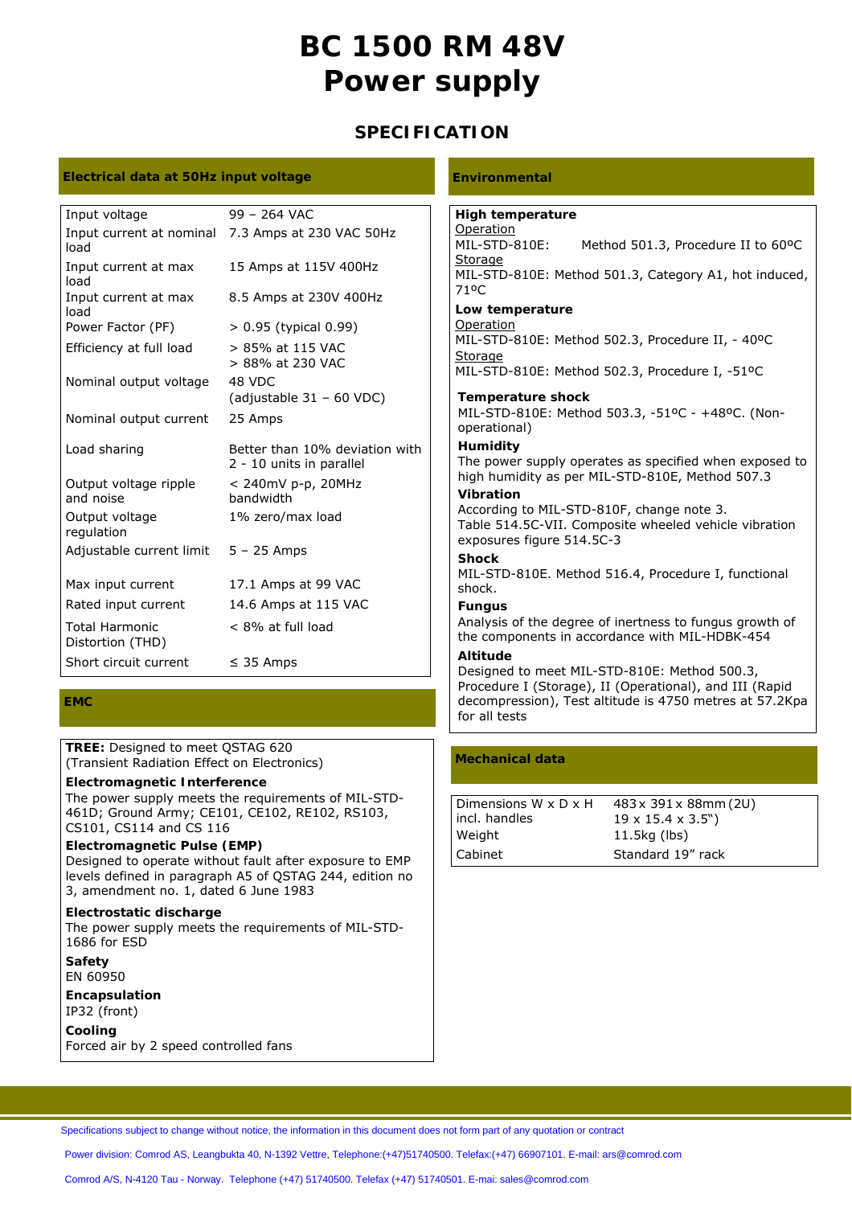# BC 1500 RM 48V Power supply

## SPECIFICATION

### Electrical data at 50Hz input voltage

| | |
|---|---|
| Input voltage | 99 – 264 VAC |
| Input current at nominal load | 7.3 Amps at 230 VAC 50Hz |
| Input current at max load | 15 Amps at 115V 400Hz |
| Input current at max load | 8.5 Amps at 230V 400Hz |
| Power Factor (PF) | > 0.95 (typical 0.99) |
| Efficiency at full load | > 85% at 115 VAC<br>> 88% at 230 VAC |
| Nominal output voltage | 48 VDC<br>(adjustable 31 – 60 VDC) |
| Nominal output current | 25 Amps |
| Load sharing | Better than 10% deviation with 2 - 10 units in parallel |
| Output voltage ripple and noise | < 240mV p-p, 20MHz bandwidth |
| Output voltage regulation | 1% zero/max load |
| Adjustable current limit | 5 – 25 Amps |
| Max input current | 17.1 Amps at 99 VAC |
| Rated input current | 14.6 Amps at 115 VAC |
| Total Harmonic Distortion (THD) | < 8% at full load |
| Short circuit current | ≤ 35 Amps |

### EMC

**TREE:** Designed to meet QSTAG 620 (Transient Radiation Effect on Electronics)

**Electromagnetic Interference**
The power supply meets the requirements of MIL-STD-461D; Ground Army; CE101, CE102, RE102, RS103, CS101, CS114 and CS 116

**Electromagnetic Pulse (EMP)**
Designed to operate without fault after exposure to EMP levels defined in paragraph A5 of QSTAG 244, edition no 3, amendment no. 1, dated 6 June 1983

**Electrostatic discharge**
The power supply meets the requirements of MIL-STD-1686 for ESD

**Safety**
EN 60950

**Encapsulation**
IP32 (front)

**Cooling**
Forced air by 2 speed controlled fans

### Environmental

**High temperature**
Operation
MIL-STD-810E: Method 501.3, Procedure II to 60ºC
Storage
MIL-STD-810E: Method 501.3, Category A1, hot induced, 71ºC

**Low temperature**
Operation
MIL-STD-810E: Method 502.3, Procedure II, - 40ºC
Storage
MIL-STD-810E: Method 502.3, Procedure I, -51ºC

**Temperature shock**
MIL-STD-810E: Method 503.3, -51ºC - +48ºC. (Non-operational)

**Humidity**
The power supply operates as specified when exposed to high humidity as per MIL-STD-810E, Method 507.3

**Vibration**
According to MIL-STD-810F, change note 3.
Table 514.5C-VII. Composite wheeled vehicle vibration exposures figure 514.5C-3

**Shock**
MIL-STD-810E. Method 516.4, Procedure I, functional shock.

**Fungus**
Analysis of the degree of inertness to fungus growth of the components in accordance with MIL-HDBK-454

**Altitude**
Designed to meet MIL-STD-810E: Method 500.3, Procedure I (Storage), II (Operational), and III (Rapid decompression), Test altitude is 4750 metres at 57.2Kpa for all tests

### Mechanical data

| | |
|---|---|
| Dimensions W x D x H incl. handles | 483 x 391 x 88mm (2U)<br>19 x 15.4 x 3.5") |
| Weight | 11.5kg (lbs) |
| Cabinet | Standard 19" rack |

Specifications subject to change without notice, the information in this document does not form part of any quotation or contract

Power division: Comrod AS, Leangbukta 40, N-1392 Vettre, Telephone:(+47)51740500. Telefax:(+47) 66907101. E-mail: ars@comrod.com

Comrod A/S, N-4120 Tau - Norway. Telephone (+47) 51740500. Telefax (+47) 51740501. E-mai: sales@comrod.com